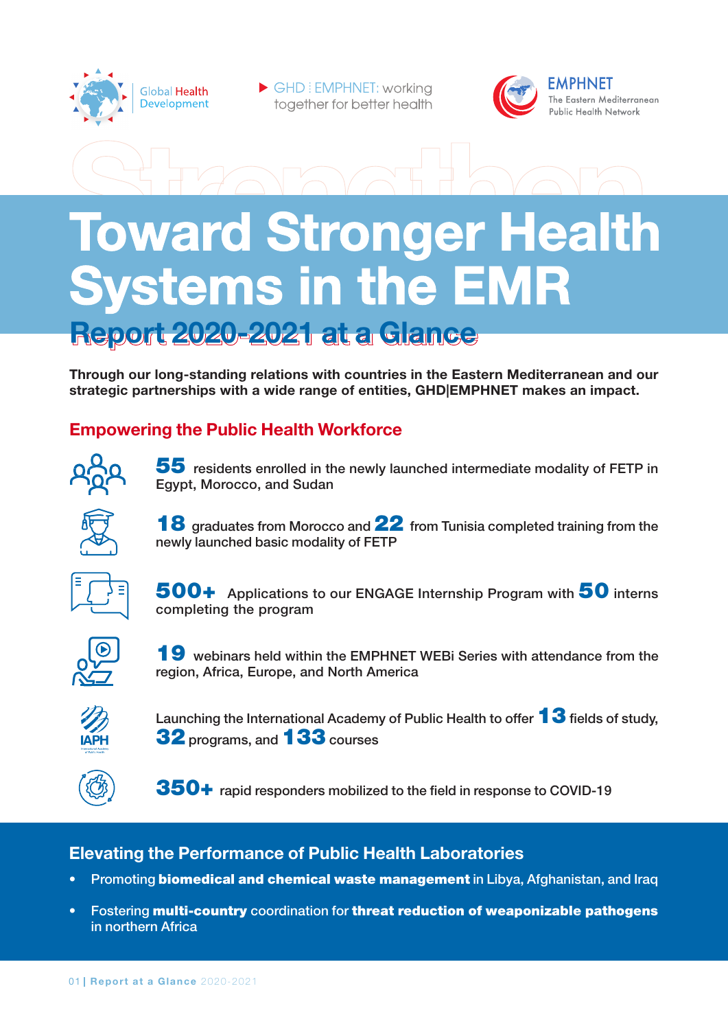Global Health Development

GHD | EMPHNET: working together for better health

EMPHNET The Eastern Mediterranean Public Health Network

# Toward Stronger Health Systems in the EMR

## Report 2020-2021 at a Glance

**Through our long-standing relations with countries in the Eastern Mediterranean and our strategic partnerships with a wide range of entities, GHD|EMPHNET makes an impact.**

## Empowering the Public Health Workforce

**55** residents enrolled in the newly launched intermediate modality of FETP in Egypt, Morocco, and Sudan

**18** graduates from Morocco and **22** from Tunisia completed training from the newly launched basic modality of FETP

**500+** Applications to our ENGAGE Internship Program with **50** interns completing the program

**19** webinars held within the EMPHNET WEBi Series with attendance from the region, Africa, Europe, and North America

Launching the International Academy of Public Health to offer **13** fields of study, **32** programs, and **133** courses

**350+** rapid responders mobilized to the field in response to COVID-19

## Elevating the Performance of Public Health Laboratories

- Promoting **biomedical and chemical waste management** in Libya, Afghanistan, and Iraq
- Fostering **multi-country** coordination for **threat reduction of weaponizable pathogens** in northern Africa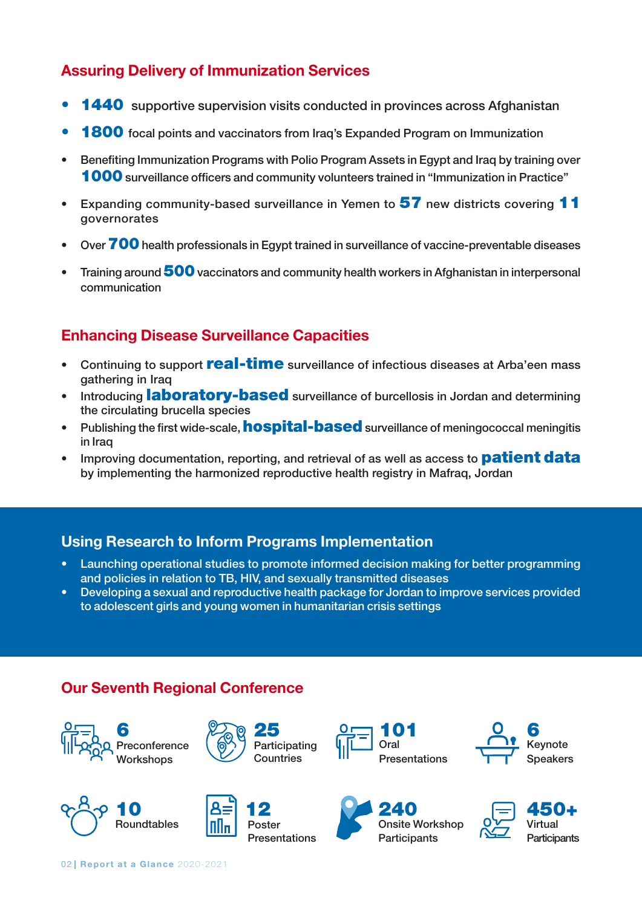## Assuring Delivery of Immunization Services

- **1440** supportive supervision visits conducted in provinces across Afghanistan
- **1800** focal points and vaccinators from Iraq's Expanded Program on Immunization
- Benefiting Immunization Programs with Polio Program Assets in Egypt and Iraq by training over **1000** surveillance officers and community volunteers trained in "Immunization in Practice"
- Expanding community-based surveillance in Yemen to **57** new districts covering **11** governorates
- Over **700** health professionals in Egypt trained in surveillance of vaccine-preventable diseases
- Training around **500** vaccinators and community health workers in Afghanistan in interpersonal communication

## Enhancing Disease Surveillance Capacities

- Continuing to support **real-time** surveillance of infectious diseases at Arba'een mass gathering in Iraq
- Introducing **laboratory-based** surveillance of burcellosis in Jordan and determining the circulating brucella species
- Publishing the first wide-scale, **hospital-based** surveillance of meningococcal meningitis in Iraq
- Improving documentation, reporting, and retrieval of as well as access to **patient data** by implementing the harmonized reproductive health registry in Mafraq, Jordan

## Using Research to Inform Programs Implementation

- Launching operational studies to promote informed decision making for better programming and policies in relation to TB, HIV, and sexually transmitted diseases
- Developing a sexual and reproductive health package for Jordan to improve services provided to adolescent girls and young women in humanitarian crisis settings

## Our Seventh Regional Conference

**6** Preconference Workshops

**25** Participating Countries

**101** Oral Presentations

**6** Keynote Speakers

**10** Roundtables

**12** Poster Presentations

**240** Onsite Workshop Participants

**450+** Virtual Participants